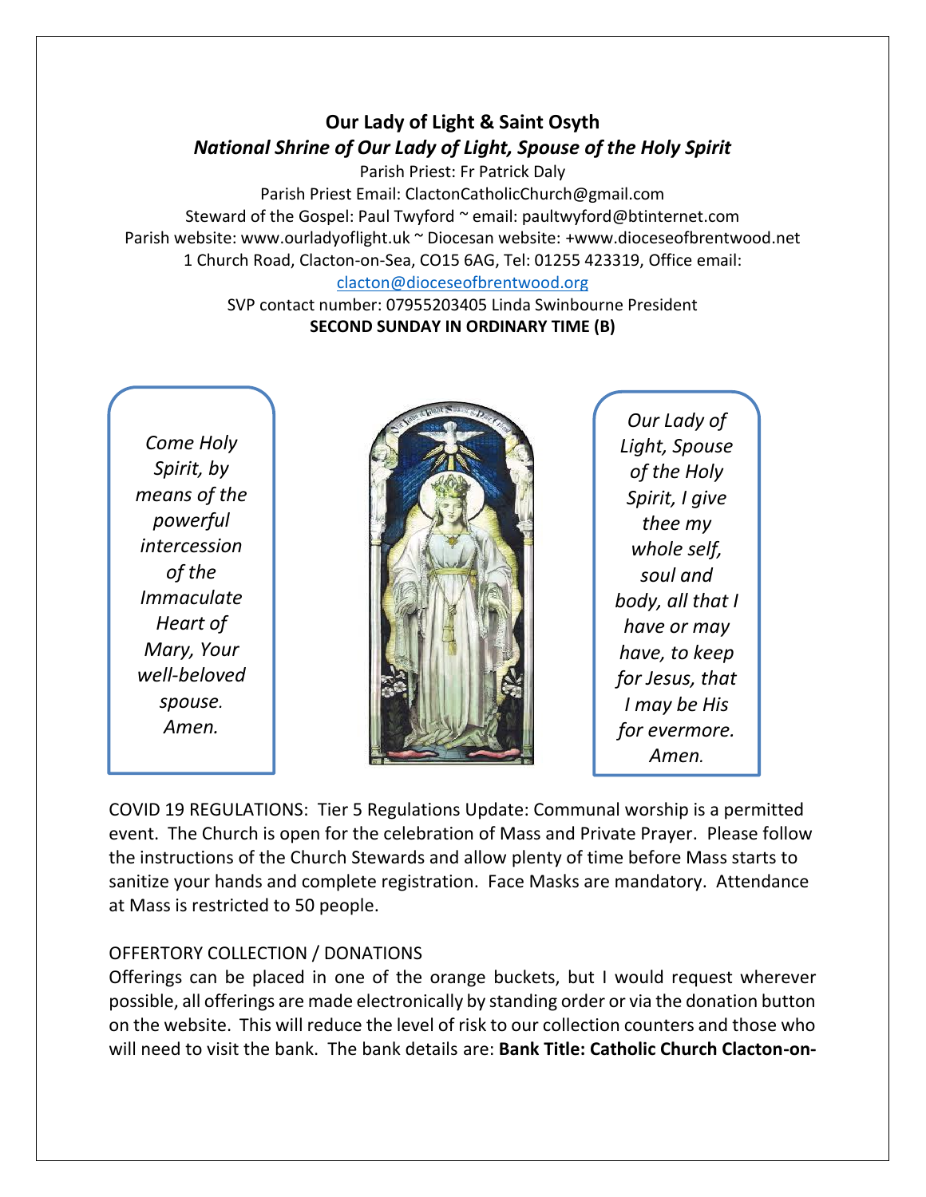# Our Lady of Light & Saint Osyth

## *National Shrine of Our Lady of Light, Spouse of the Holy Spirit*

Parish Priest: Fr Patrick Daly
Parish Priest Email: ClactonCatholicChurch@gmail.com
Steward of the Gospel: Paul Twyford ~ email: paultwyford@btinternet.com
Parish website: www.ourladyoflight.uk ~ Diocesan website: +www.dioceseofbrentwood.net
1 Church Road, Clacton-on-Sea, CO15 6AG, Tel: 01255 423319, Office email: clacton@dioceseofbrentwood.org
SVP contact number: 07955203405 Linda Swinbourne President

**SECOND SUNDAY IN ORDINARY TIME (B)**

*Come Holy Spirit, by means of the powerful intercession of the Immaculate Heart of Mary, Your well-beloved spouse. Amen.*

*Our Lady of Light, Spouse of the Holy Spirit, I give thee my whole self, soul and body, all that I have or may have, to keep for Jesus, that I may be His for evermore. Amen.*

COVID 19 REGULATIONS: Tier 5 Regulations Update: Communal worship is a permitted event. The Church is open for the celebration of Mass and Private Prayer. Please follow the instructions of the Church Stewards and allow plenty of time before Mass starts to sanitize your hands and complete registration. Face Masks are mandatory. Attendance at Mass is restricted to 50 people.

OFFERTORY COLLECTION / DONATIONS

Offerings can be placed in one of the orange buckets, but I would request wherever possible, all offerings are made electronically by standing order or via the donation button on the website. This will reduce the level of risk to our collection counters and those who will need to visit the bank. The bank details are: **Bank Title: Catholic Church Clacton-on-**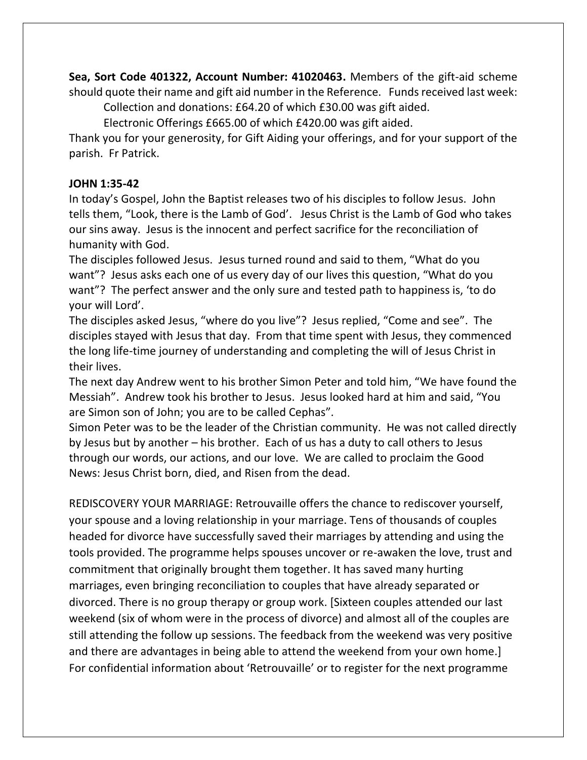**Sea, Sort Code 401322, Account Number: 41020463.** Members of the gift-aid scheme should quote their name and gift aid number in the Reference. Funds received last week:

Collection and donations: £64.20 of which £30.00 was gift aided.

Electronic Offerings £665.00 of which £420.00 was gift aided.

Thank you for your generosity, for Gift Aiding your offerings, and for your support of the parish. Fr Patrick.

**JOHN 1:35-42**

In today's Gospel, John the Baptist releases two of his disciples to follow Jesus. John tells them, "Look, there is the Lamb of God'. Jesus Christ is the Lamb of God who takes our sins away. Jesus is the innocent and perfect sacrifice for the reconciliation of humanity with God.

The disciples followed Jesus. Jesus turned round and said to them, "What do you want"? Jesus asks each one of us every day of our lives this question, "What do you want"? The perfect answer and the only sure and tested path to happiness is, 'to do your will Lord'.

The disciples asked Jesus, "where do you live"? Jesus replied, "Come and see". The disciples stayed with Jesus that day. From that time spent with Jesus, they commenced the long life-time journey of understanding and completing the will of Jesus Christ in their lives.

The next day Andrew went to his brother Simon Peter and told him, "We have found the Messiah". Andrew took his brother to Jesus. Jesus looked hard at him and said, "You are Simon son of John; you are to be called Cephas".

Simon Peter was to be the leader of the Christian community. He was not called directly by Jesus but by another – his brother. Each of us has a duty to call others to Jesus through our words, our actions, and our love. We are called to proclaim the Good News: Jesus Christ born, died, and Risen from the dead.

REDISCOVERY YOUR MARRIAGE: Retrouvaille offers the chance to rediscover yourself, your spouse and a loving relationship in your marriage. Tens of thousands of couples headed for divorce have successfully saved their marriages by attending and using the tools provided. The programme helps spouses uncover or re-awaken the love, trust and commitment that originally brought them together. It has saved many hurting marriages, even bringing reconciliation to couples that have already separated or divorced. There is no group therapy or group work. [Sixteen couples attended our last weekend (six of whom were in the process of divorce) and almost all of the couples are still attending the follow up sessions. The feedback from the weekend was very positive and there are advantages in being able to attend the weekend from your own home.] For confidential information about 'Retrouvaille' or to register for the next programme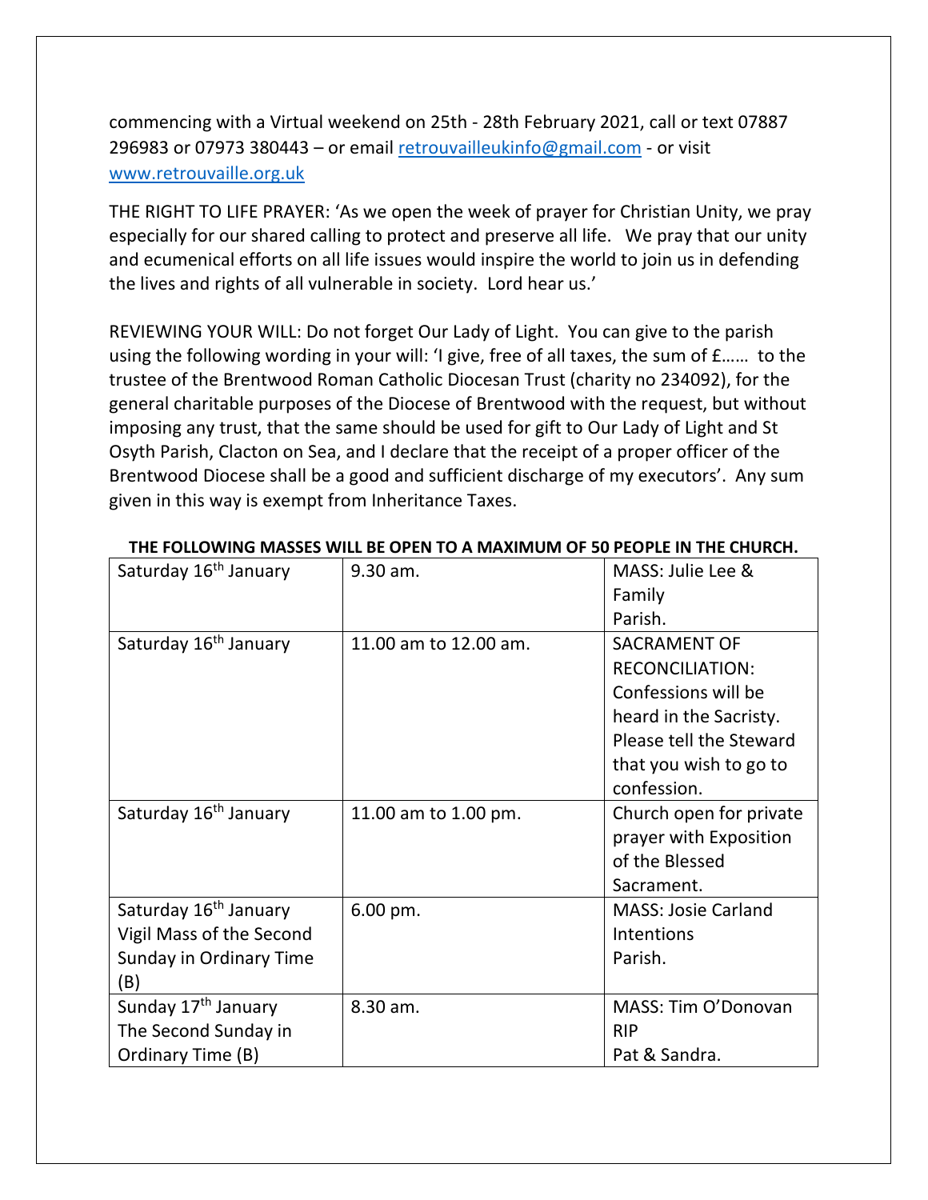commencing with a Virtual weekend on 25th - 28th February 2021, call or text 07887 296983 or 07973 380443 – or email retrouvailleukinfo@gmail.com - or visit www.retrouvaille.org.uk

THE RIGHT TO LIFE PRAYER: 'As we open the week of prayer for Christian Unity, we pray especially for our shared calling to protect and preserve all life. We pray that our unity and ecumenical efforts on all life issues would inspire the world to join us in defending the lives and rights of all vulnerable in society. Lord hear us.'

REVIEWING YOUR WILL: Do not forget Our Lady of Light. You can give to the parish using the following wording in your will: 'I give, free of all taxes, the sum of £…… to the trustee of the Brentwood Roman Catholic Diocesan Trust (charity no 234092), for the general charitable purposes of the Diocese of Brentwood with the request, but without imposing any trust, that the same should be used for gift to Our Lady of Light and St Osyth Parish, Clacton on Sea, and I declare that the receipt of a proper officer of the Brentwood Diocese shall be a good and sufficient discharge of my executors'. Any sum given in this way is exempt from Inheritance Taxes.

**THE FOLLOWING MASSES WILL BE OPEN TO A MAXIMUM OF 50 PEOPLE IN THE CHURCH.**

| | | |
|---|---|---|
| Saturday 16th January | 9.30 am. | MASS: Julie Lee & Family<br>Parish. |
| Saturday 16th January | 11.00 am to 12.00 am. | SACRAMENT OF RECONCILIATION: Confessions will be heard in the Sacristy. Please tell the Steward that you wish to go to confession. |
| Saturday 16th January | 11.00 am to 1.00 pm. | Church open for private prayer with Exposition of the Blessed Sacrament. |
| Saturday 16th January<br>Vigil Mass of the Second Sunday in Ordinary Time (B) | 6.00 pm. | MASS: Josie Carland Intentions<br>Parish. |
| Sunday 17th January<br>The Second Sunday in Ordinary Time (B) | 8.30 am. | MASS: Tim O'Donovan RIP<br>Pat & Sandra. |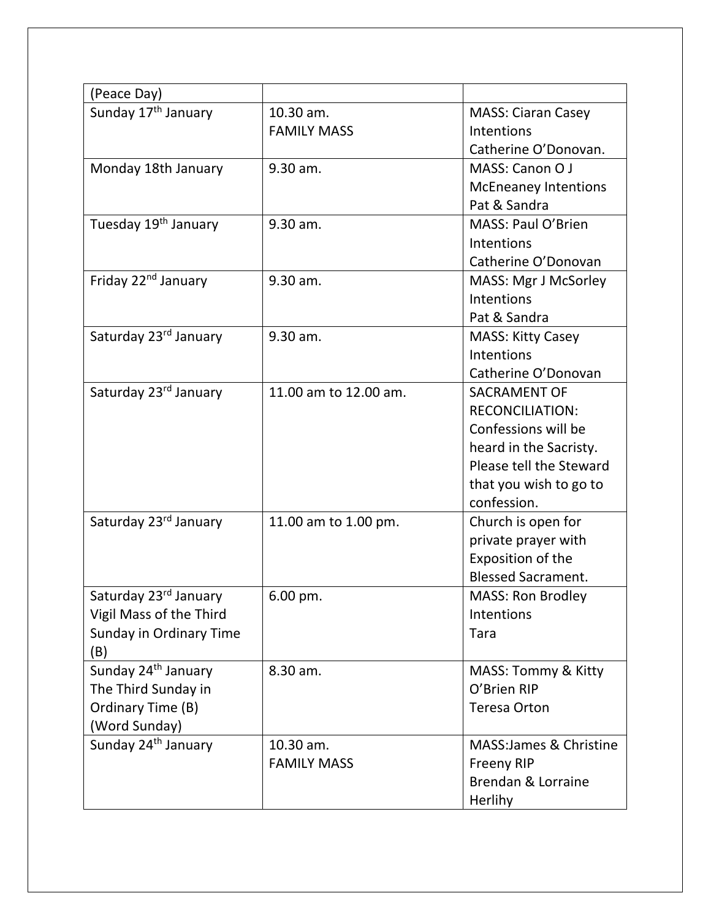| | | |
|---|---|---|
| (Peace Day) | | |
| Sunday 17th January | 10.30 am.<br>FAMILY MASS | MASS: Ciaran Casey Intentions<br>Catherine O'Donovan. |
| Monday 18th January | 9.30 am. | MASS: Canon O J McEneaney Intentions<br>Pat & Sandra |
| Tuesday 19th January | 9.30 am. | MASS: Paul O'Brien Intentions<br>Catherine O'Donovan |
| Friday 22nd January | 9.30 am. | MASS: Mgr J McSorley Intentions<br>Pat & Sandra |
| Saturday 23rd January | 9.30 am. | MASS: Kitty Casey Intentions<br>Catherine O'Donovan |
| Saturday 23rd January | 11.00 am to 12.00 am. | SACRAMENT OF RECONCILIATION: Confessions will be heard in the Sacristy. Please tell the Steward that you wish to go to confession. |
| Saturday 23rd January | 11.00 am to 1.00 pm. | Church is open for private prayer with Exposition of the Blessed Sacrament. |
| Saturday 23rd January<br>Vigil Mass of the Third Sunday in Ordinary Time (B) | 6.00 pm. | MASS: Ron Brodley Intentions<br>Tara |
| Sunday 24th January<br>The Third Sunday in Ordinary Time (B)<br>(Word Sunday) | 8.30 am. | MASS: Tommy & Kitty O'Brien RIP<br>Teresa Orton |
| Sunday 24th January | 10.30 am.<br>FAMILY MASS | MASS:James & Christine Freeny RIP<br>Brendan & Lorraine Herlihy |